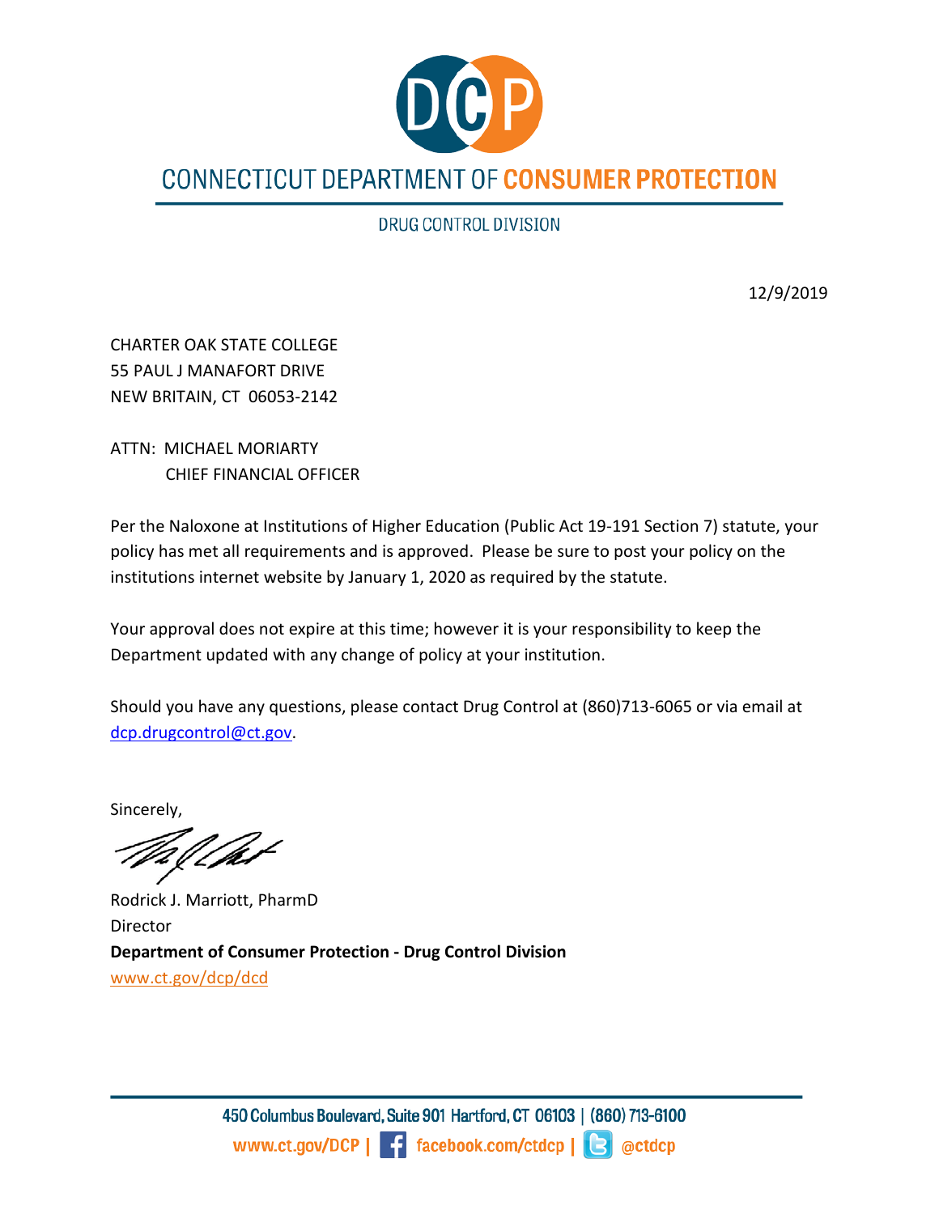# CONNECTICUT DEPARTMENT OF CONSUMER PROTECTION

## DRUG CONTROL DIVISION

12/9/2019

CHARTER OAK STATE COLLEGE
55 PAUL J MANAFORT DRIVE
NEW BRITAIN, CT 06053-2142

ATTN: MICHAEL MORIARTY
CHIEF FINANCIAL OFFICER

Per the Naloxone at Institutions of Higher Education (Public Act 19-191 Section 7) statute, your policy has met all requirements and is approved. Please be sure to post your policy on the institutions internet website by January 1, 2020 as required by the statute.

Your approval does not expire at this time; however it is your responsibility to keep the Department updated with any change of policy at your institution.

Should you have any questions, please contact Drug Control at (860)713-6065 or via email at dcp.drugcontrol@ct.gov.

Sincerely,

Rodrick J. Marriott, PharmD
Director
**Department of Consumer Protection - Drug Control Division**
www.ct.gov/dcp/dcd

450 Columbus Boulevard, Suite 901 Hartford, CT 06103 | (860) 713-6100
www.ct.gov/DCP | facebook.com/ctdcp | @ctdcp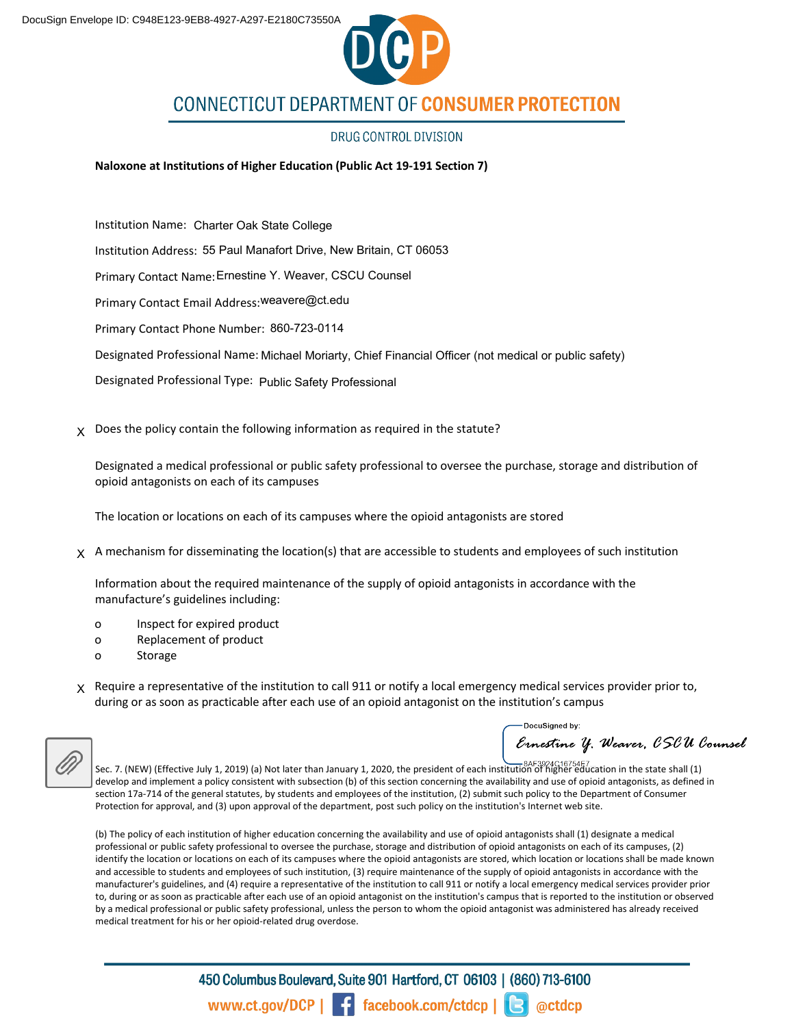DocuSign Envelope ID: C948E123-9EB8-4927-A297-E2180C73550A

# CONNECTICUT DEPARTMENT OF CONSUMER PROTECTION

DRUG CONTROL DIVISION

**Naloxone at Institutions of Higher Education (Public Act 19-191 Section 7)**

Institution Name: Charter Oak State College

Institution Address: 55 Paul Manafort Drive, New Britain, CT 06053

Primary Contact Name: Ernestine Y. Weaver, CSCU Counsel

Primary Contact Email Address: weavere@ct.edu

Primary Contact Phone Number: 860-723-0114

Designated Professional Name: Michael Moriarty, Chief Financial Officer (not medical or public safety)

Designated Professional Type: Public Safety Professional

X Does the policy contain the following information as required in the statute?

Designated a medical professional or public safety professional to oversee the purchase, storage and distribution of opioid antagonists on each of its campuses

The location or locations on each of its campuses where the opioid antagonists are stored

X A mechanism for disseminating the location(s) that are accessible to students and employees of such institution

Information about the required maintenance of the supply of opioid antagonists in accordance with the manufacture's guidelines including:

- o Inspect for expired product
- o Replacement of product
- o Storage

X Require a representative of the institution to call 911 or notify a local emergency medical services provider prior to, during or as soon as practicable after each use of an opioid antagonist on the institution's campus

DocuSigned by:
Ernestine Y. Weaver, CSCU Counsel
8AF3924C16754E7

Sec. 7. (NEW) (Effective July 1, 2019) (a) Not later than January 1, 2020, the president of each institution of higher education in the state shall (1) develop and implement a policy consistent with subsection (b) of this section concerning the availability and use of opioid antagonists, as defined in section 17a-714 of the general statutes, by students and employees of the institution, (2) submit such policy to the Department of Consumer Protection for approval, and (3) upon approval of the department, post such policy on the institution's Internet web site.

(b) The policy of each institution of higher education concerning the availability and use of opioid antagonists shall (1) designate a medical professional or public safety professional to oversee the purchase, storage and distribution of opioid antagonists on each of its campuses, (2) identify the location or locations on each of its campuses where the opioid antagonists are stored, which location or locations shall be made known and accessible to students and employees of such institution, (3) require maintenance of the supply of opioid antagonists in accordance with the manufacturer's guidelines, and (4) require a representative of the institution to call 911 or notify a local emergency medical services provider prior to, during or as soon as practicable after each use of an opioid antagonist on the institution's campus that is reported to the institution or observed by a medical professional or public safety professional, unless the person to whom the opioid antagonist was administered has already received medical treatment for his or her opioid-related drug overdose.

450 Columbus Boulevard, Suite 901 Hartford, CT 06103 | (860) 713-6100

www.ct.gov/DCP | facebook.com/ctdcp | @ctdcp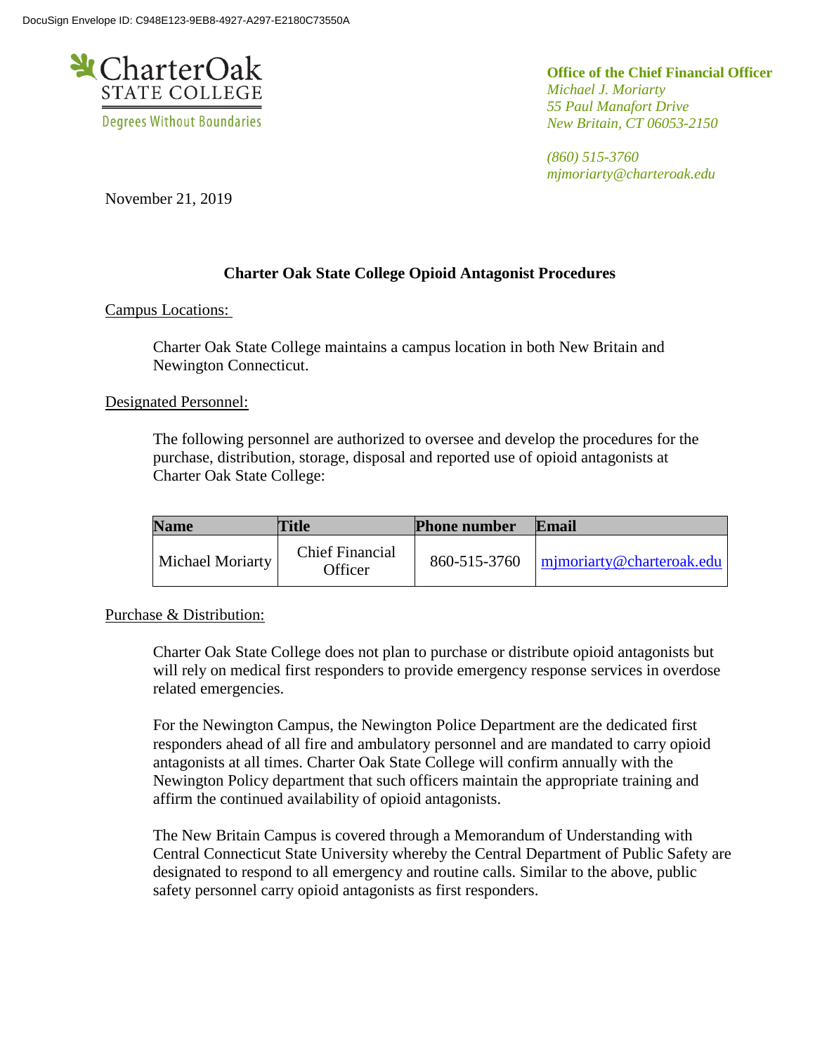DocuSign Envelope ID: C948E123-9EB8-4927-A297-E2180C73550A

CharterOak STATE COLLEGE
Degrees Without Boundaries

**Office of the Chief Financial Officer**
*Michael J. Moriarty*
*55 Paul Manafort Drive*
*New Britain, CT 06053-2150*

*(860) 515-3760*
*mjmoriarty@charteroak.edu*

November 21, 2019

## Charter Oak State College Opioid Antagonist Procedures

Campus Locations:

Charter Oak State College maintains a campus location in both New Britain and Newington Connecticut.

Designated Personnel:

The following personnel are authorized to oversee and develop the procedures for the purchase, distribution, storage, disposal and reported use of opioid antagonists at Charter Oak State College:

| Name | Title | Phone number | Email |
|---|---|---|---|
| Michael Moriarty | Chief Financial Officer | 860-515-3760 | mjmoriarty@charteroak.edu |

Purchase & Distribution:

Charter Oak State College does not plan to purchase or distribute opioid antagonists but will rely on medical first responders to provide emergency response services in overdose related emergencies.

For the Newington Campus, the Newington Police Department are the dedicated first responders ahead of all fire and ambulatory personnel and are mandated to carry opioid antagonists at all times. Charter Oak State College will confirm annually with the Newington Policy department that such officers maintain the appropriate training and affirm the continued availability of opioid antagonists.

The New Britain Campus is covered through a Memorandum of Understanding with Central Connecticut State University whereby the Central Department of Public Safety are designated to respond to all emergency and routine calls. Similar to the above, public safety personnel carry opioid antagonists as first responders.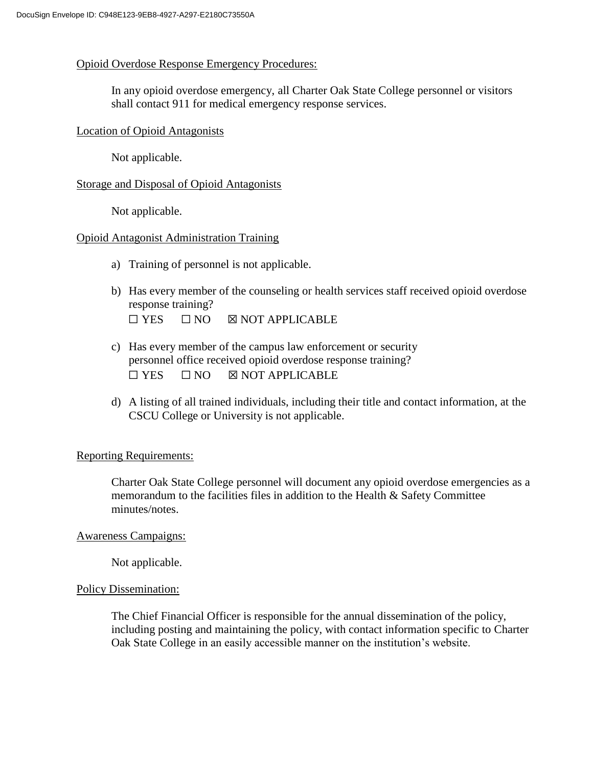Opioid Overdose Response Emergency Procedures:

In any opioid overdose emergency, all Charter Oak State College personnel or visitors shall contact 911 for medical emergency response services.

Location of Opioid Antagonists

Not applicable.

Storage and Disposal of Opioid Antagonists

Not applicable.

Opioid Antagonist Administration Training

a) Training of personnel is not applicable.

b) Has every member of the counseling or health services staff received opioid overdose response training?
☐ YES ☐ NO ☒ NOT APPLICABLE

c) Has every member of the campus law enforcement or security personnel office received opioid overdose response training?
☐ YES ☐ NO ☒ NOT APPLICABLE

d) A listing of all trained individuals, including their title and contact information, at the CSCU College or University is not applicable.

Reporting Requirements:

Charter Oak State College personnel will document any opioid overdose emergencies as a memorandum to the facilities files in addition to the Health & Safety Committee minutes/notes.

Awareness Campaigns:

Not applicable.

Policy Dissemination:

The Chief Financial Officer is responsible for the annual dissemination of the policy, including posting and maintaining the policy, with contact information specific to Charter Oak State College in an easily accessible manner on the institution's website.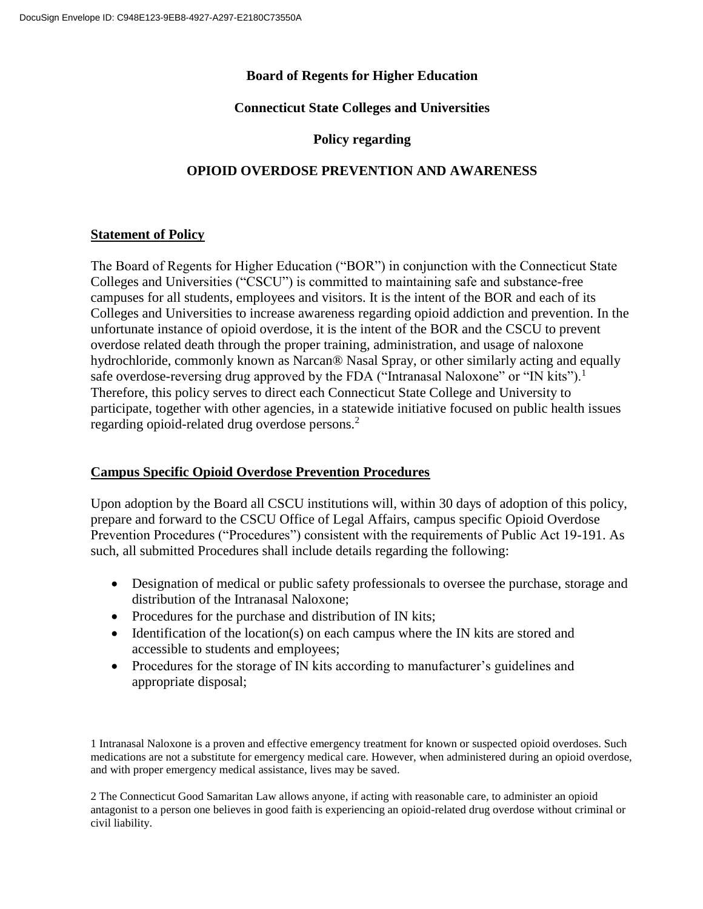**Board of Regents for Higher Education**

**Connecticut State Colleges and Universities**

**Policy regarding**

**OPIOID OVERDOSE PREVENTION AND AWARENESS**

## Statement of Policy

The Board of Regents for Higher Education ("BOR") in conjunction with the Connecticut State Colleges and Universities ("CSCU") is committed to maintaining safe and substance-free campuses for all students, employees and visitors. It is the intent of the BOR and each of its Colleges and Universities to increase awareness regarding opioid addiction and prevention. In the unfortunate instance of opioid overdose, it is the intent of the BOR and the CSCU to prevent overdose related death through the proper training, administration, and usage of naloxone hydrochloride, commonly known as Narcan® Nasal Spray, or other similarly acting and equally safe overdose-reversing drug approved by the FDA ("Intranasal Naloxone" or "IN kits").[1] Therefore, this policy serves to direct each Connecticut State College and University to participate, together with other agencies, in a statewide initiative focused on public health issues regarding opioid-related drug overdose persons.[2]

## Campus Specific Opioid Overdose Prevention Procedures

Upon adoption by the Board all CSCU institutions will, within 30 days of adoption of this policy, prepare and forward to the CSCU Office of Legal Affairs, campus specific Opioid Overdose Prevention Procedures ("Procedures") consistent with the requirements of Public Act 19-191. As such, all submitted Procedures shall include details regarding the following:

- Designation of medical or public safety professionals to oversee the purchase, storage and distribution of the Intranasal Naloxone;
- Procedures for the purchase and distribution of IN kits;
- Identification of the location(s) on each campus where the IN kits are stored and accessible to students and employees;
- Procedures for the storage of IN kits according to manufacturer's guidelines and appropriate disposal;

1 Intranasal Naloxone is a proven and effective emergency treatment for known or suspected opioid overdoses. Such medications are not a substitute for emergency medical care. However, when administered during an opioid overdose, and with proper emergency medical assistance, lives may be saved.

2 The Connecticut Good Samaritan Law allows anyone, if acting with reasonable care, to administer an opioid antagonist to a person one believes in good faith is experiencing an opioid-related drug overdose without criminal or civil liability.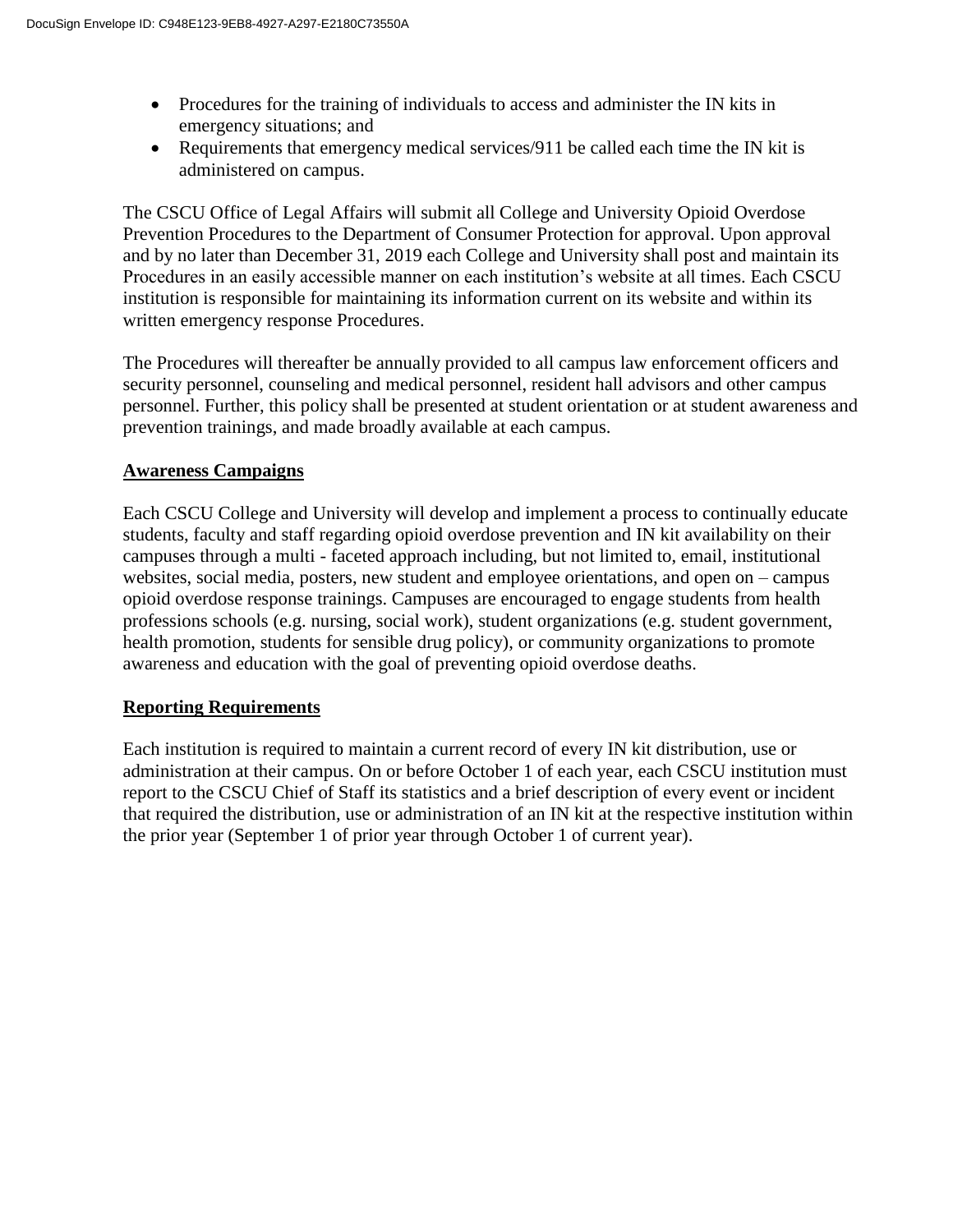- Procedures for the training of individuals to access and administer the IN kits in emergency situations; and
- Requirements that emergency medical services/911 be called each time the IN kit is administered on campus.

The CSCU Office of Legal Affairs will submit all College and University Opioid Overdose Prevention Procedures to the Department of Consumer Protection for approval. Upon approval and by no later than December 31, 2019 each College and University shall post and maintain its Procedures in an easily accessible manner on each institution's website at all times. Each CSCU institution is responsible for maintaining its information current on its website and within its written emergency response Procedures.

The Procedures will thereafter be annually provided to all campus law enforcement officers and security personnel, counseling and medical personnel, resident hall advisors and other campus personnel. Further, this policy shall be presented at student orientation or at student awareness and prevention trainings, and made broadly available at each campus.

**Awareness Campaigns**

Each CSCU College and University will develop and implement a process to continually educate students, faculty and staff regarding opioid overdose prevention and IN kit availability on their campuses through a multi - faceted approach including, but not limited to, email, institutional websites, social media, posters, new student and employee orientations, and open on – campus opioid overdose response trainings. Campuses are encouraged to engage students from health professions schools (e.g. nursing, social work), student organizations (e.g. student government, health promotion, students for sensible drug policy), or community organizations to promote awareness and education with the goal of preventing opioid overdose deaths.

**Reporting Requirements**

Each institution is required to maintain a current record of every IN kit distribution, use or administration at their campus. On or before October 1 of each year, each CSCU institution must report to the CSCU Chief of Staff its statistics and a brief description of every event or incident that required the distribution, use or administration of an IN kit at the respective institution within the prior year (September 1 of prior year through October 1 of current year).